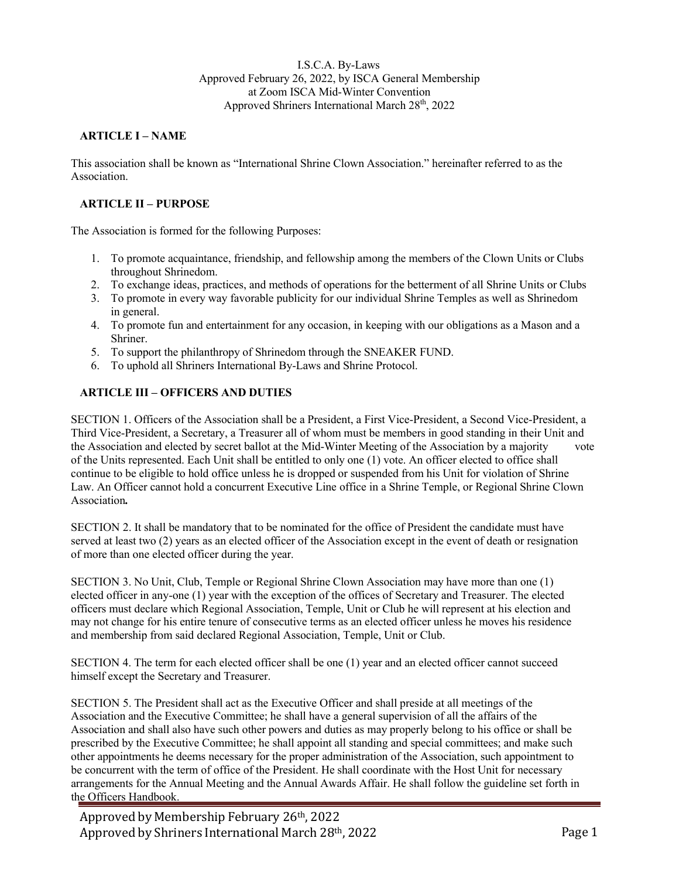I.S.C.A. By-Laws
Approved February 26, 2022, by ISCA General Membership
at Zoom ISCA Mid-Winter Convention
Approved Shriners International March 28th, 2022

## ARTICLE I – NAME

This association shall be known as "International Shrine Clown Association." hereinafter referred to as the Association.

## ARTICLE II – PURPOSE

The Association is formed for the following Purposes:

1. To promote acquaintance, friendship, and fellowship among the members of the Clown Units or Clubs throughout Shrinedom.
2. To exchange ideas, practices, and methods of operations for the betterment of all Shrine Units or Clubs
3. To promote in every way favorable publicity for our individual Shrine Temples as well as Shrinedom in general.
4. To promote fun and entertainment for any occasion, in keeping with our obligations as a Mason and a Shriner.
5. To support the philanthropy of Shrinedom through the SNEAKER FUND.
6. To uphold all Shriners International By-Laws and Shrine Protocol.

## ARTICLE III – OFFICERS AND DUTIES

SECTION 1. Officers of the Association shall be a President, a First Vice-President, a Second Vice-President, a Third Vice-President, a Secretary, a Treasurer all of whom must be members in good standing in their Unit and the Association and elected by secret ballot at the Mid-Winter Meeting of the Association by a majority vote of the Units represented. Each Unit shall be entitled to only one (1) vote. An officer elected to office shall continue to be eligible to hold office unless he is dropped or suspended from his Unit for violation of Shrine Law. An Officer cannot hold a concurrent Executive Line office in a Shrine Temple, or Regional Shrine Clown Association**.**

SECTION 2. It shall be mandatory that to be nominated for the office of President the candidate must have served at least two (2) years as an elected officer of the Association except in the event of death or resignation of more than one elected officer during the year.

SECTION 3. No Unit, Club, Temple or Regional Shrine Clown Association may have more than one (1) elected officer in any-one (1) year with the exception of the offices of Secretary and Treasurer. The elected officers must declare which Regional Association, Temple, Unit or Club he will represent at his election and may not change for his entire tenure of consecutive terms as an elected officer unless he moves his residence and membership from said declared Regional Association, Temple, Unit or Club.

SECTION 4. The term for each elected officer shall be one (1) year and an elected officer cannot succeed himself except the Secretary and Treasurer.

SECTION 5. The President shall act as the Executive Officer and shall preside at all meetings of the Association and the Executive Committee; he shall have a general supervision of all the affairs of the Association and shall also have such other powers and duties as may properly belong to his office or shall be prescribed by the Executive Committee; he shall appoint all standing and special committees; and make such other appointments he deems necessary for the proper administration of the Association, such appointment to be concurrent with the term of office of the President. He shall coordinate with the Host Unit for necessary arrangements for the Annual Meeting and the Annual Awards Affair. He shall follow the guideline set forth in the Officers Handbook.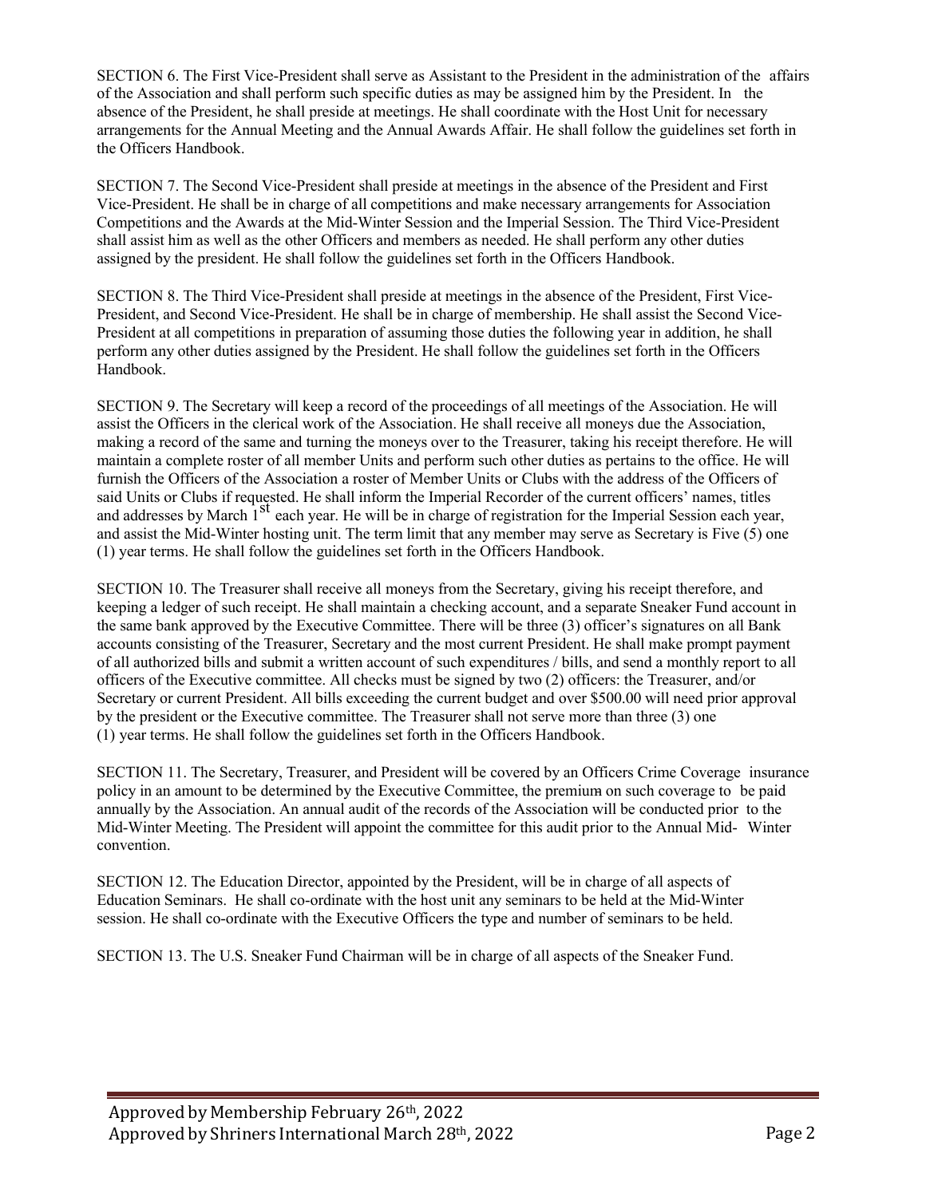SECTION 6. The First Vice-President shall serve as Assistant to the President in the administration of the affairs of the Association and shall perform such specific duties as may be assigned him by the President. In the absence of the President, he shall preside at meetings. He shall coordinate with the Host Unit for necessary arrangements for the Annual Meeting and the Annual Awards Affair. He shall follow the guidelines set forth in the Officers Handbook.

SECTION 7. The Second Vice-President shall preside at meetings in the absence of the President and First Vice-President. He shall be in charge of all competitions and make necessary arrangements for Association Competitions and the Awards at the Mid-Winter Session and the Imperial Session. The Third Vice-President shall assist him as well as the other Officers and members as needed. He shall perform any other duties assigned by the president. He shall follow the guidelines set forth in the Officers Handbook.

SECTION 8. The Third Vice-President shall preside at meetings in the absence of the President, First Vice-President, and Second Vice-President. He shall be in charge of membership. He shall assist the Second Vice-President at all competitions in preparation of assuming those duties the following year in addition, he shall perform any other duties assigned by the President. He shall follow the guidelines set forth in the Officers Handbook.

SECTION 9. The Secretary will keep a record of the proceedings of all meetings of the Association. He will assist the Officers in the clerical work of the Association. He shall receive all moneys due the Association, making a record of the same and turning the moneys over to the Treasurer, taking his receipt therefore. He will maintain a complete roster of all member Units and perform such other duties as pertains to the office. He will furnish the Officers of the Association a roster of Member Units or Clubs with the address of the Officers of said Units or Clubs if requested. He shall inform the Imperial Recorder of the current officers' names, titles and addresses by March 1st each year. He will be in charge of registration for the Imperial Session each year, and assist the Mid-Winter hosting unit. The term limit that any member may serve as Secretary is Five (5) one (1) year terms. He shall follow the guidelines set forth in the Officers Handbook.

SECTION 10. The Treasurer shall receive all moneys from the Secretary, giving his receipt therefore, and keeping a ledger of such receipt. He shall maintain a checking account, and a separate Sneaker Fund account in the same bank approved by the Executive Committee. There will be three (3) officer's signatures on all Bank accounts consisting of the Treasurer, Secretary and the most current President. He shall make prompt payment of all authorized bills and submit a written account of such expenditures / bills, and send a monthly report to all officers of the Executive committee. All checks must be signed by two (2) officers: the Treasurer, and/or Secretary or current President. All bills exceeding the current budget and over $500.00 will need prior approval by the president or the Executive committee. The Treasurer shall not serve more than three (3) one (1) year terms. He shall follow the guidelines set forth in the Officers Handbook.

SECTION 11. The Secretary, Treasurer, and President will be covered by an Officers Crime Coverage insurance policy in an amount to be determined by the Executive Committee, the premium on such coverage to be paid annually by the Association. An annual audit of the records of the Association will be conducted prior to the Mid-Winter Meeting. The President will appoint the committee for this audit prior to the Annual Mid- Winter convention.

SECTION 12. The Education Director, appointed by the President, will be in charge of all aspects of Education Seminars. He shall co-ordinate with the host unit any seminars to be held at the Mid-Winter session. He shall co-ordinate with the Executive Officers the type and number of seminars to be held.

SECTION 13. The U.S. Sneaker Fund Chairman will be in charge of all aspects of the Sneaker Fund.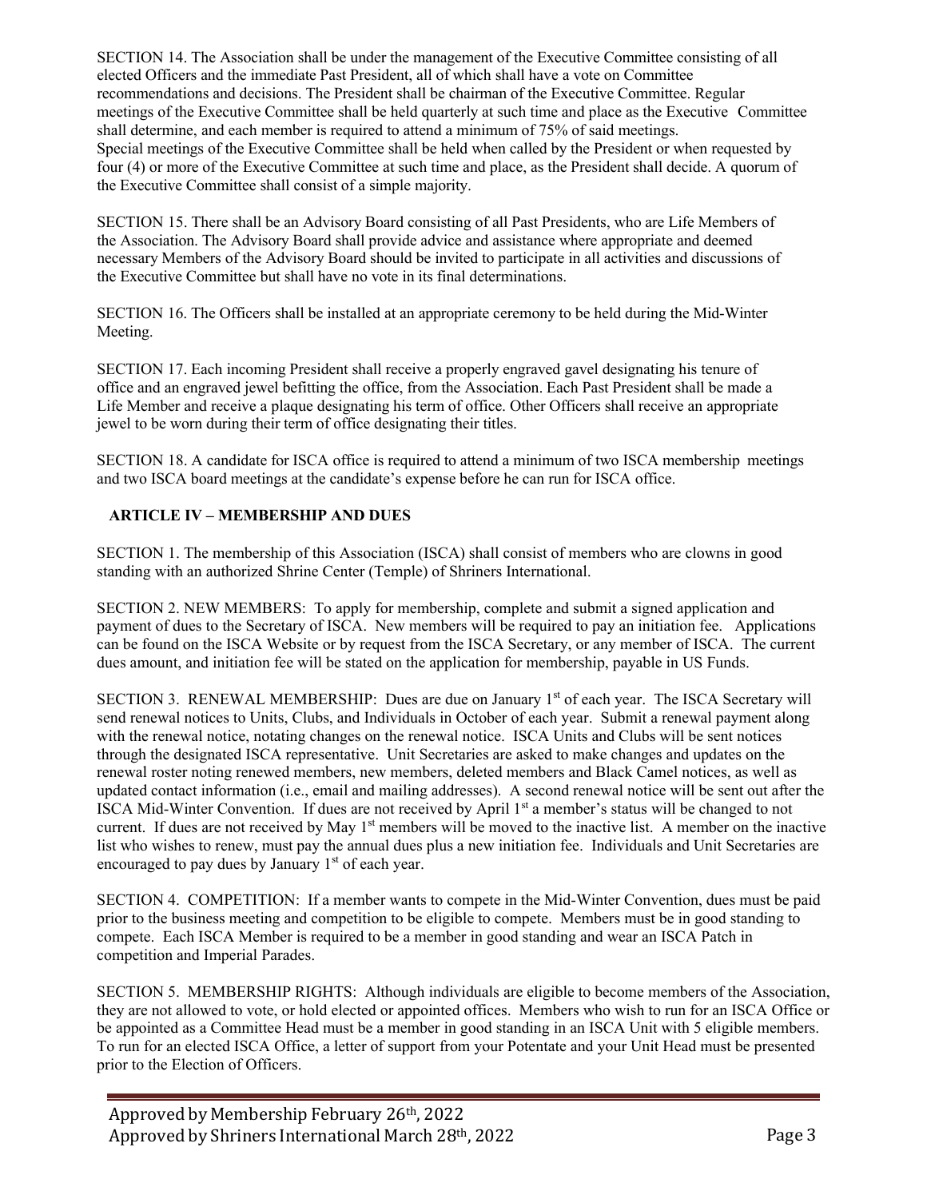SECTION 14. The Association shall be under the management of the Executive Committee consisting of all elected Officers and the immediate Past President, all of which shall have a vote on Committee recommendations and decisions. The President shall be chairman of the Executive Committee. Regular meetings of the Executive Committee shall be held quarterly at such time and place as the Executive Committee shall determine, and each member is required to attend a minimum of 75% of said meetings. Special meetings of the Executive Committee shall be held when called by the President or when requested by four (4) or more of the Executive Committee at such time and place, as the President shall decide. A quorum of the Executive Committee shall consist of a simple majority.

SECTION 15. There shall be an Advisory Board consisting of all Past Presidents, who are Life Members of the Association. The Advisory Board shall provide advice and assistance where appropriate and deemed necessary Members of the Advisory Board should be invited to participate in all activities and discussions of the Executive Committee but shall have no vote in its final determinations.

SECTION 16. The Officers shall be installed at an appropriate ceremony to be held during the Mid-Winter Meeting.

SECTION 17. Each incoming President shall receive a properly engraved gavel designating his tenure of office and an engraved jewel befitting the office, from the Association. Each Past President shall be made a Life Member and receive a plaque designating his term of office. Other Officers shall receive an appropriate jewel to be worn during their term of office designating their titles.

SECTION 18. A candidate for ISCA office is required to attend a minimum of two ISCA membership meetings and two ISCA board meetings at the candidate's expense before he can run for ISCA office.

## ARTICLE IV – MEMBERSHIP AND DUES

SECTION 1. The membership of this Association (ISCA) shall consist of members who are clowns in good standing with an authorized Shrine Center (Temple) of Shriners International.

SECTION 2. NEW MEMBERS: To apply for membership, complete and submit a signed application and payment of dues to the Secretary of ISCA. New members will be required to pay an initiation fee. Applications can be found on the ISCA Website or by request from the ISCA Secretary, or any member of ISCA. The current dues amount, and initiation fee will be stated on the application for membership, payable in US Funds.

SECTION 3. RENEWAL MEMBERSHIP: Dues are due on January 1st of each year. The ISCA Secretary will send renewal notices to Units, Clubs, and Individuals in October of each year. Submit a renewal payment along with the renewal notice, notating changes on the renewal notice. ISCA Units and Clubs will be sent notices through the designated ISCA representative. Unit Secretaries are asked to make changes and updates on the renewal roster noting renewed members, new members, deleted members and Black Camel notices, as well as updated contact information (i.e., email and mailing addresses). A second renewal notice will be sent out after the ISCA Mid-Winter Convention. If dues are not received by April 1st a member's status will be changed to not current. If dues are not received by May 1st members will be moved to the inactive list. A member on the inactive list who wishes to renew, must pay the annual dues plus a new initiation fee. Individuals and Unit Secretaries are encouraged to pay dues by January 1st of each year.

SECTION 4. COMPETITION: If a member wants to compete in the Mid-Winter Convention, dues must be paid prior to the business meeting and competition to be eligible to compete. Members must be in good standing to compete. Each ISCA Member is required to be a member in good standing and wear an ISCA Patch in competition and Imperial Parades.

SECTION 5. MEMBERSHIP RIGHTS: Although individuals are eligible to become members of the Association, they are not allowed to vote, or hold elected or appointed offices. Members who wish to run for an ISCA Office or be appointed as a Committee Head must be a member in good standing in an ISCA Unit with 5 eligible members. To run for an elected ISCA Office, a letter of support from your Potentate and your Unit Head must be presented prior to the Election of Officers.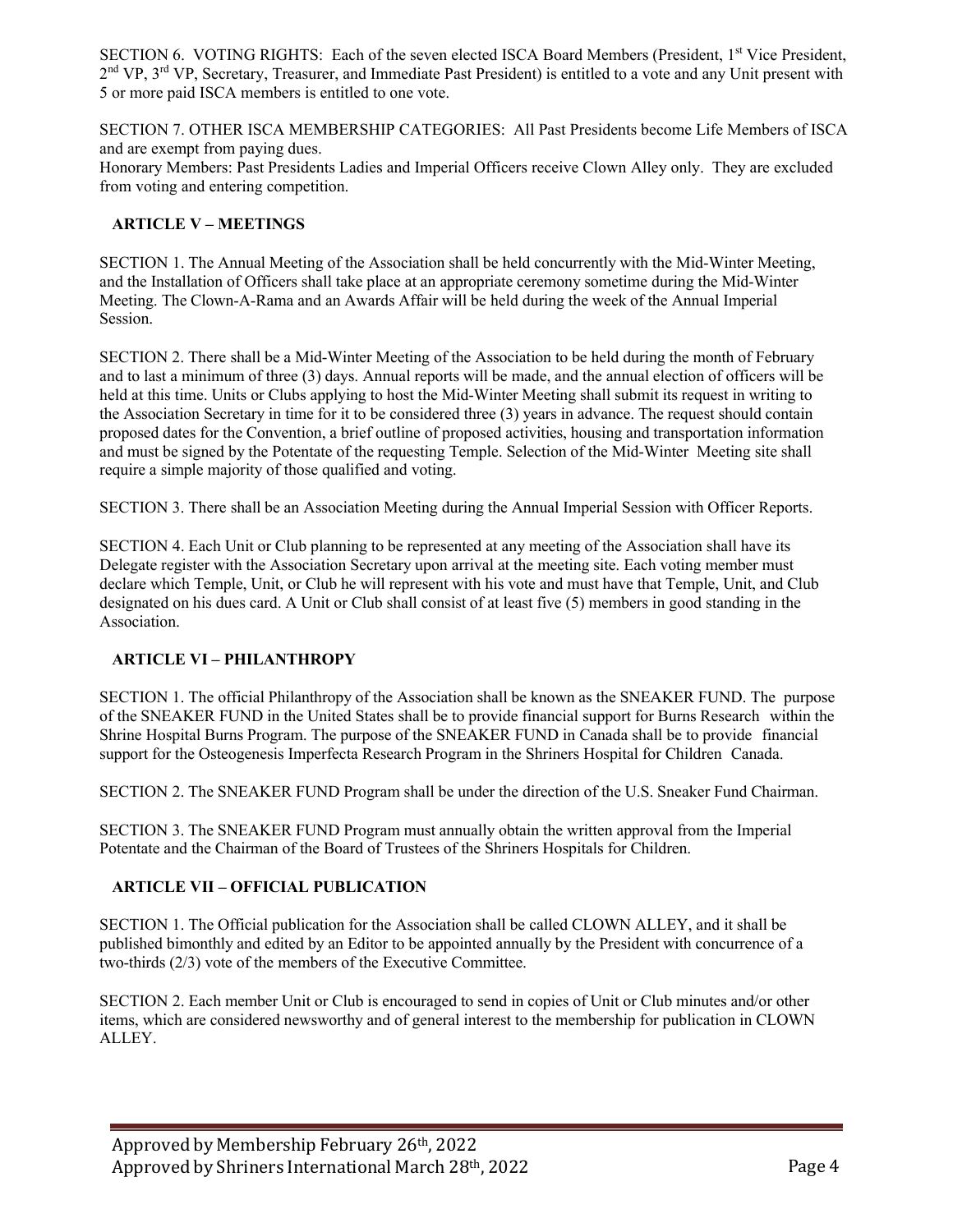SECTION 6. VOTING RIGHTS: Each of the seven elected ISCA Board Members (President, 1st Vice President, 2nd VP, 3rd VP, Secretary, Treasurer, and Immediate Past President) is entitled to a vote and any Unit present with 5 or more paid ISCA members is entitled to one vote.

SECTION 7. OTHER ISCA MEMBERSHIP CATEGORIES: All Past Presidents become Life Members of ISCA and are exempt from paying dues.
Honorary Members: Past Presidents Ladies and Imperial Officers receive Clown Alley only. They are excluded from voting and entering competition.

## ARTICLE V – MEETINGS

SECTION 1. The Annual Meeting of the Association shall be held concurrently with the Mid-Winter Meeting, and the Installation of Officers shall take place at an appropriate ceremony sometime during the Mid-Winter Meeting. The Clown-A-Rama and an Awards Affair will be held during the week of the Annual Imperial Session.

SECTION 2. There shall be a Mid-Winter Meeting of the Association to be held during the month of February and to last a minimum of three (3) days. Annual reports will be made, and the annual election of officers will be held at this time. Units or Clubs applying to host the Mid-Winter Meeting shall submit its request in writing to the Association Secretary in time for it to be considered three (3) years in advance. The request should contain proposed dates for the Convention, a brief outline of proposed activities, housing and transportation information and must be signed by the Potentate of the requesting Temple. Selection of the Mid-Winter Meeting site shall require a simple majority of those qualified and voting.

SECTION 3. There shall be an Association Meeting during the Annual Imperial Session with Officer Reports.

SECTION 4. Each Unit or Club planning to be represented at any meeting of the Association shall have its Delegate register with the Association Secretary upon arrival at the meeting site. Each voting member must declare which Temple, Unit, or Club he will represent with his vote and must have that Temple, Unit, and Club designated on his dues card. A Unit or Club shall consist of at least five (5) members in good standing in the Association.

## ARTICLE VI – PHILANTHROPY

SECTION 1. The official Philanthropy of the Association shall be known as the SNEAKER FUND. The purpose of the SNEAKER FUND in the United States shall be to provide financial support for Burns Research within the Shrine Hospital Burns Program. The purpose of the SNEAKER FUND in Canada shall be to provide financial support for the Osteogenesis Imperfecta Research Program in the Shriners Hospital for Children Canada.

SECTION 2. The SNEAKER FUND Program shall be under the direction of the U.S. Sneaker Fund Chairman.

SECTION 3. The SNEAKER FUND Program must annually obtain the written approval from the Imperial Potentate and the Chairman of the Board of Trustees of the Shriners Hospitals for Children.

## ARTICLE VII – OFFICIAL PUBLICATION

SECTION 1. The Official publication for the Association shall be called CLOWN ALLEY, and it shall be published bimonthly and edited by an Editor to be appointed annually by the President with concurrence of a two-thirds (2/3) vote of the members of the Executive Committee.

SECTION 2. Each member Unit or Club is encouraged to send in copies of Unit or Club minutes and/or other items, which are considered newsworthy and of general interest to the membership for publication in CLOWN ALLEY.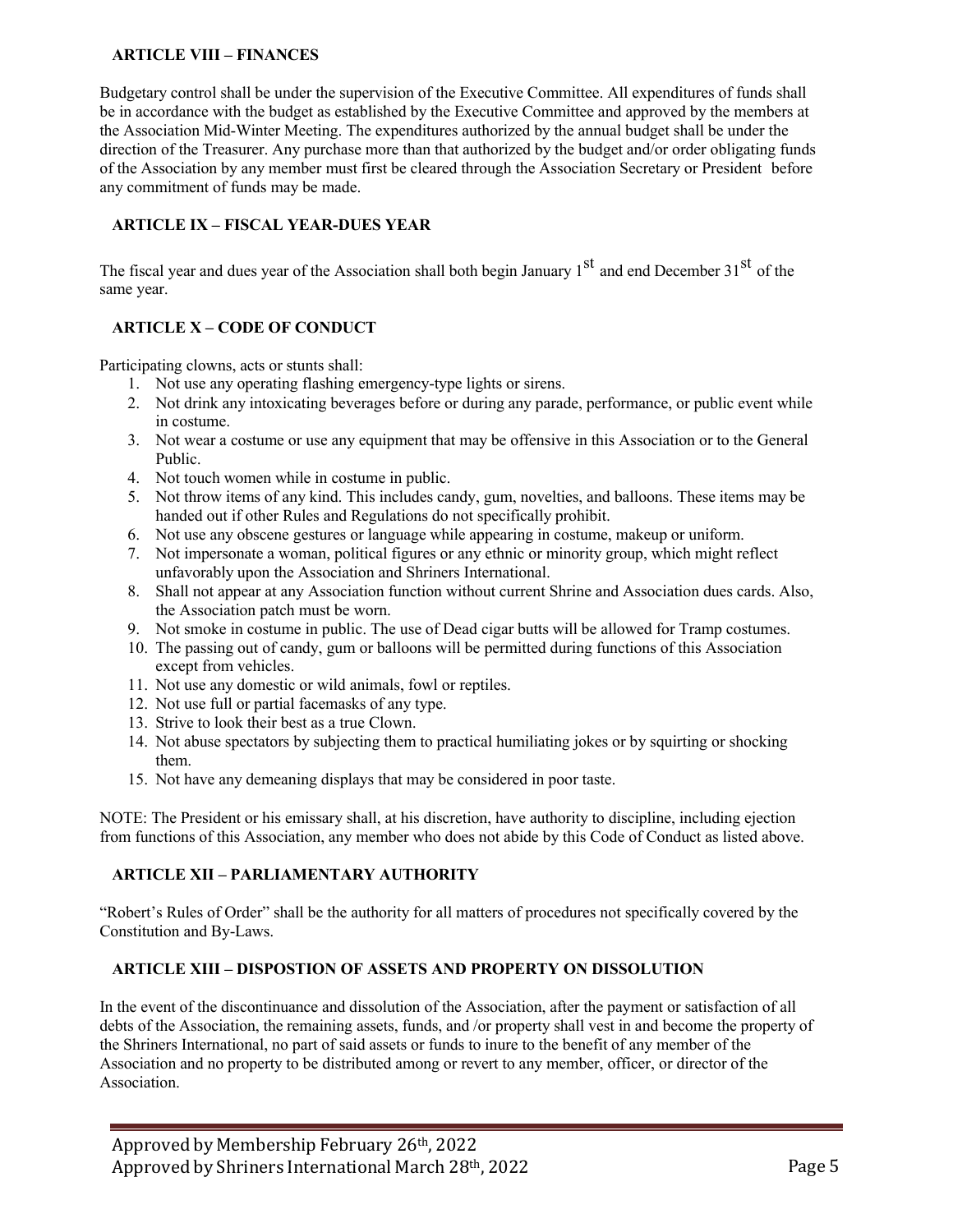**ARTICLE VIII – FINANCES**

Budgetary control shall be under the supervision of the Executive Committee. All expenditures of funds shall be in accordance with the budget as established by the Executive Committee and approved by the members at the Association Mid-Winter Meeting. The expenditures authorized by the annual budget shall be under the direction of the Treasurer. Any purchase more than that authorized by the budget and/or order obligating funds of the Association by any member must first be cleared through the Association Secretary or President before any commitment of funds may be made.

**ARTICLE IX – FISCAL YEAR-DUES YEAR**

The fiscal year and dues year of the Association shall both begin January 1st and end December 31st of the same year.

**ARTICLE X – CODE OF CONDUCT**

Participating clowns, acts or stunts shall:

1. Not use any operating flashing emergency-type lights or sirens.
2. Not drink any intoxicating beverages before or during any parade, performance, or public event while in costume.
3. Not wear a costume or use any equipment that may be offensive in this Association or to the General Public.
4. Not touch women while in costume in public.
5. Not throw items of any kind. This includes candy, gum, novelties, and balloons. These items may be handed out if other Rules and Regulations do not specifically prohibit.
6. Not use any obscene gestures or language while appearing in costume, makeup or uniform.
7. Not impersonate a woman, political figures or any ethnic or minority group, which might reflect unfavorably upon the Association and Shriners International.
8. Shall not appear at any Association function without current Shrine and Association dues cards. Also, the Association patch must be worn.
9. Not smoke in costume in public. The use of Dead cigar butts will be allowed for Tramp costumes.
10. The passing out of candy, gum or balloons will be permitted during functions of this Association except from vehicles.
11. Not use any domestic or wild animals, fowl or reptiles.
12. Not use full or partial facemasks of any type.
13. Strive to look their best as a true Clown.
14. Not abuse spectators by subjecting them to practical humiliating jokes or by squirting or shocking them.
15. Not have any demeaning displays that may be considered in poor taste.

NOTE: The President or his emissary shall, at his discretion, have authority to discipline, including ejection from functions of this Association, any member who does not abide by this Code of Conduct as listed above.

**ARTICLE XII – PARLIAMENTARY AUTHORITY**

"Robert's Rules of Order" shall be the authority for all matters of procedures not specifically covered by the Constitution and By-Laws.

**ARTICLE XIII – DISPOSTION OF ASSETS AND PROPERTY ON DISSOLUTION**

In the event of the discontinuance and dissolution of the Association, after the payment or satisfaction of all debts of the Association, the remaining assets, funds, and /or property shall vest in and become the property of the Shriners International, no part of said assets or funds to inure to the benefit of any member of the Association and no property to be distributed among or revert to any member, officer, or director of the Association.

Approved by Membership February 26th, 2022
Approved by Shriners International March 28th, 2022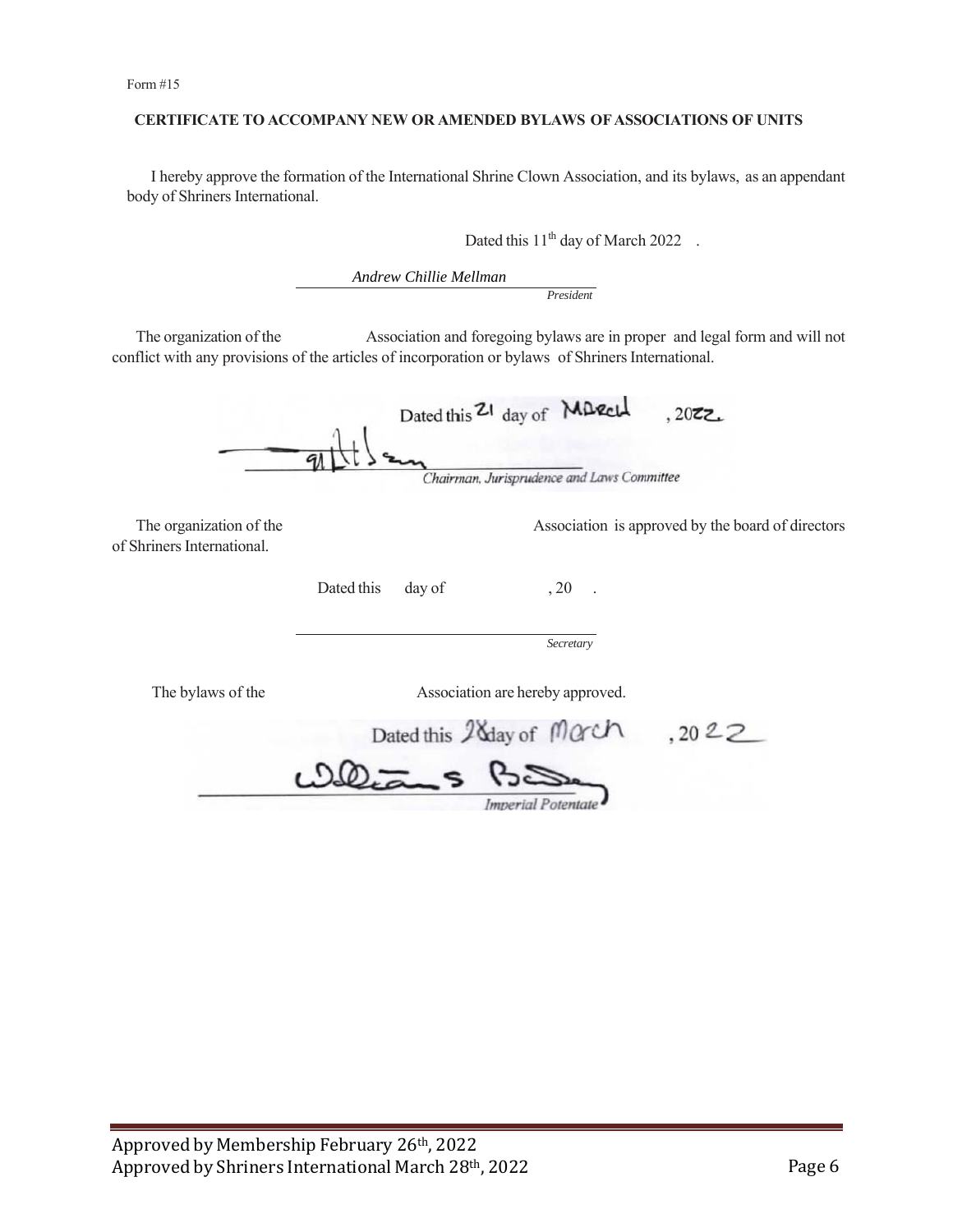Form #15

**CERTIFICATE TO ACCOMPANY NEW OR AMENDED BYLAWS OF ASSOCIATIONS OF UNITS**

I hereby approve the formation of the International Shrine Clown Association, and its bylaws, as an appendant body of Shriners International.

Dated this 11th day of March 2022 .

*Andrew Chillie Mellman*

*President*

The organization of the Association and foregoing bylaws are in proper and legal form and will not conflict with any provisions of the articles of incorporation or bylaws of Shriners International.

Dated this 21 day of MARCH , 2022.

*Chairman, Jurisprudence and Laws Committee*

The organization of the Association is approved by the board of directors of Shriners International.

Dated this day of , 20 .

*Secretary*

The bylaws of the Association are hereby approved.

Dated this 28 day of March , 2022

*Imperial Potentate*

Approved by Membership February 26th, 2022
Approved by Shriners International March 28th, 2022